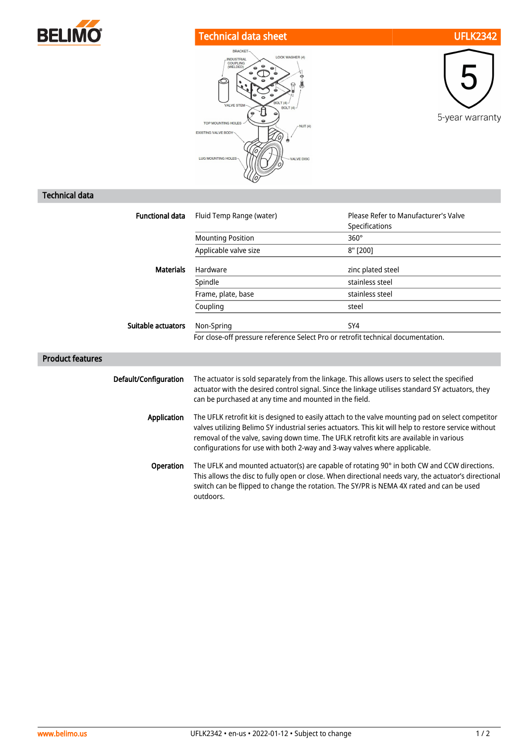# Technical data sheet UFLK2342

5-year warranty

## Technical data

| | | |
|---|---|---|
| **Functional data** | Fluid Temp Range (water) | Please Refer to Manufacturer's Valve Specifications |
| | Mounting Position | 360° |
| | Applicable valve size | 8" [200] |
| **Materials** | Hardware | zinc plated steel |
| | Spindle | stainless steel |
| | Frame, plate, base | stainless steel |
| | Coupling | steel |
| **Suitable actuators** | Non-Spring | SY4 |

For close-off pressure reference Select Pro or retrofit technical documentation.

## Product features

**Default/Configuration**
The actuator is sold separately from the linkage. This allows users to select the specified actuator with the desired control signal. Since the linkage utilises standard SY actuators, they can be purchased at any time and mounted in the field.

**Application**
The UFLK retrofit kit is designed to easily attach to the valve mounting pad on select competitor valves utilizing Belimo SY industrial series actuators. This kit will help to restore service without removal of the valve, saving down time. The UFLK retrofit kits are available in various configurations for use with both 2-way and 3-way valves where applicable.

**Operation**
The UFLK and mounted actuator(s) are capable of rotating 90° in both CW and CCW directions. This allows the disc to fully open or close. When directional needs vary, the actuator's directional switch can be flipped to change the rotation. The SY/PR is NEMA 4X rated and can be used outdoors.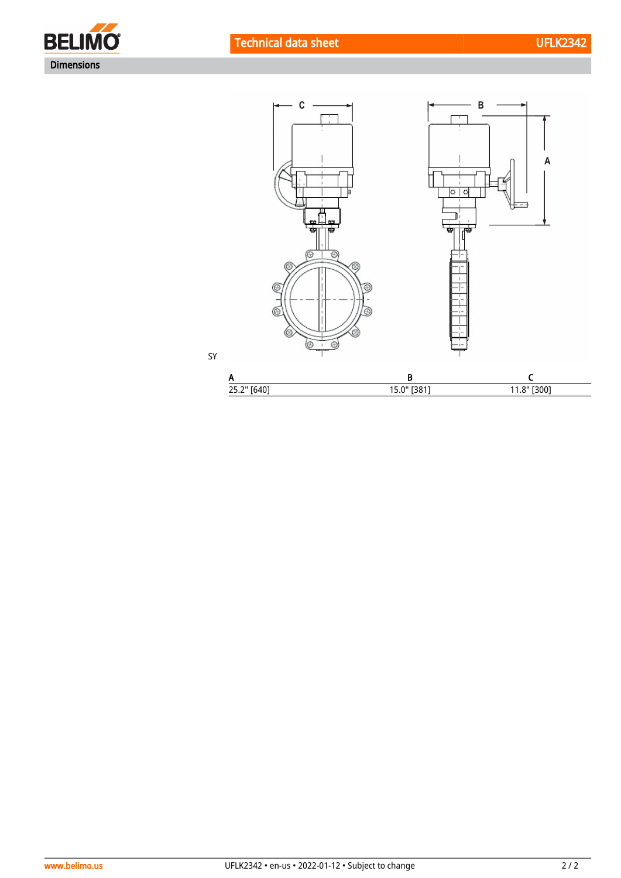## Dimensions

A

B

C

SY

| A | B | C |
|---|---|---|
| 25.2" [640] | 15.0" [381] | 11.8" [300] |